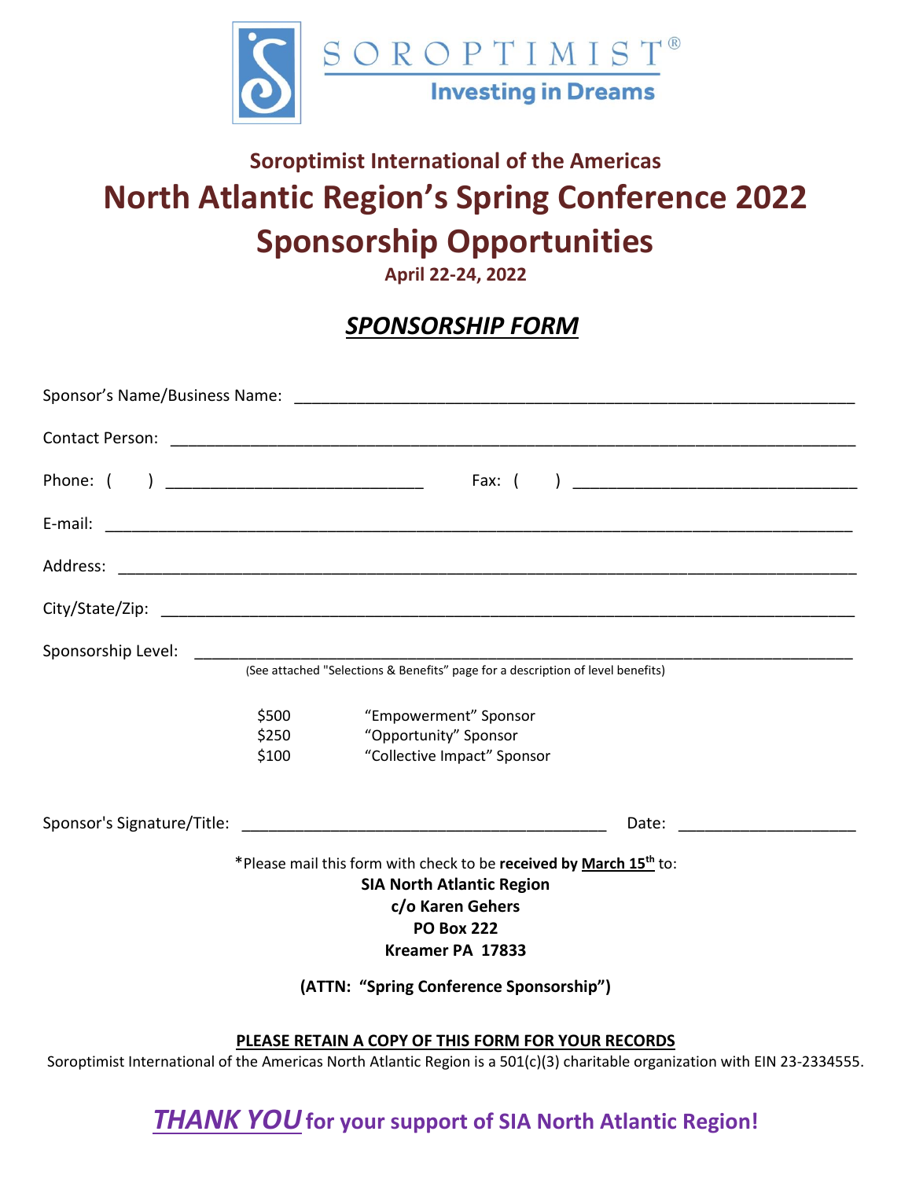SOROPTIMIST®

Investing in Dreams

### Soroptimist International of the Americas

# North Atlantic Region's Spring Conference 2022

# Sponsorship Opportunities

**April 22-24, 2022**

## ***SPONSORSHIP FORM***

Sponsor's Name/Business Name: ______________________________________________

Contact Person: ______________________________________________

Phone: ( ) ____________________ Fax: ( ) ____________________

E-mail: ______________________________________________

Address: ______________________________________________

City/State/Zip: ______________________________________________

Sponsorship Level: ______________________________________________

(See attached "Selections & Benefits" page for a description of level benefits)

| | |
|---|---|
| $500 | "Empowerment" Sponsor |
| $250 | "Opportunity" Sponsor |
| $100 | "Collective Impact" Sponsor |

Sponsor's Signature/Title: ______________________________ Date: ______________

*Please mail this form with check to be **received by March 15th** to:

**SIA North Atlantic Region**
**c/o Karen Gehers**
**PO Box 222**
**Kreamer PA 17833**

**(ATTN: "Spring Conference Sponsorship")**

**PLEASE RETAIN A COPY OF THIS FORM FOR YOUR RECORDS**

Soroptimist International of the Americas North Atlantic Region is a 501(c)(3) charitable organization with EIN 23-2334555.

***THANK YOU*** **for your support of SIA North Atlantic Region!**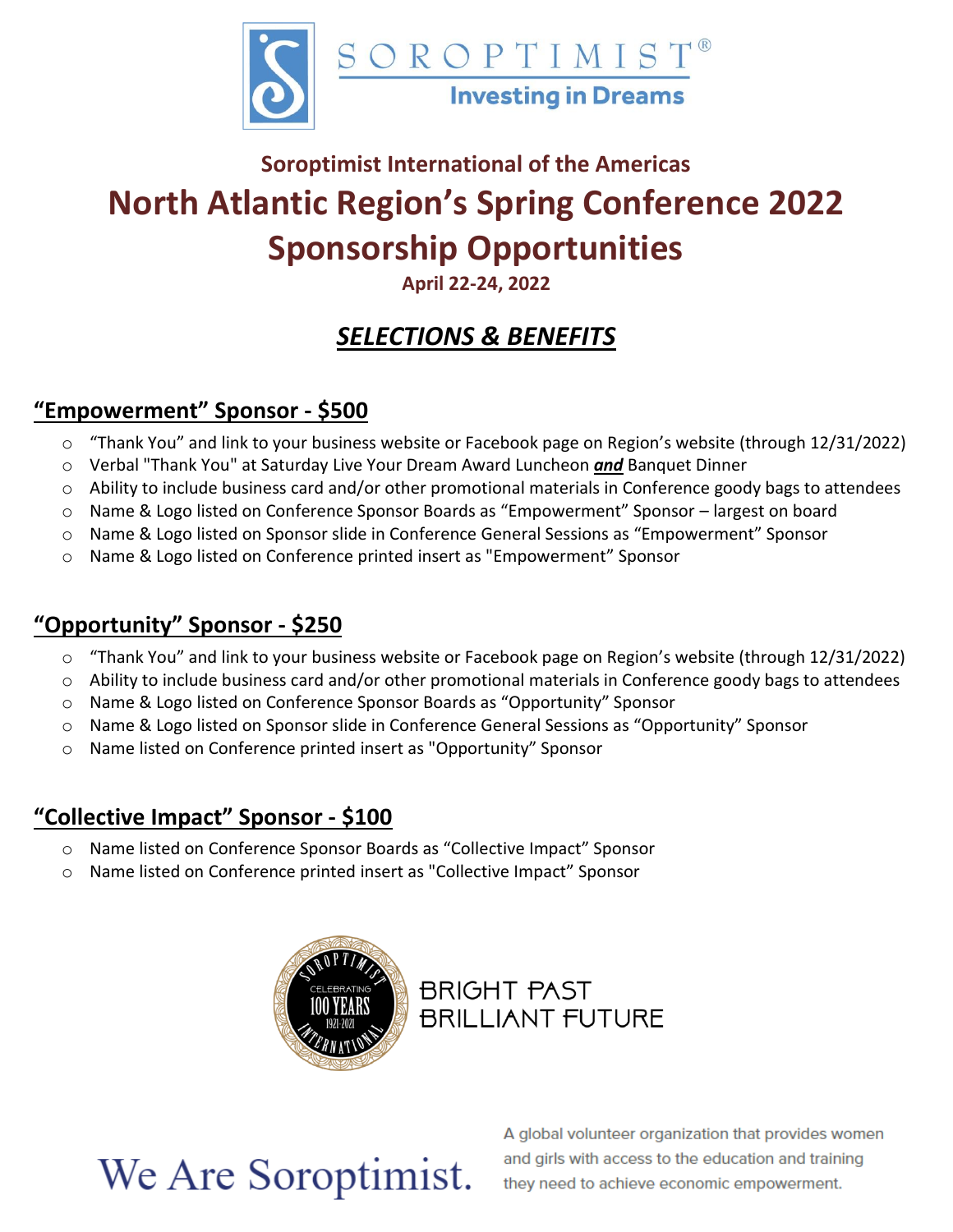SOROPTIMIST®

Investing in Dreams

## Soroptimist International of the Americas

# North Atlantic Region's Spring Conference 2022 Sponsorship Opportunities

**April 22-24, 2022**

## ***SELECTIONS & BENEFITS***

### "Empowerment" Sponsor - $500

- "Thank You" and link to your business website or Facebook page on Region's website (through 12/31/2022)
- Verbal "Thank You" at Saturday Live Your Dream Award Luncheon ***and*** Banquet Dinner
- Ability to include business card and/or other promotional materials in Conference goody bags to attendees
- Name & Logo listed on Conference Sponsor Boards as "Empowerment" Sponsor – largest on board
- Name & Logo listed on Sponsor slide in Conference General Sessions as "Empowerment" Sponsor
- Name & Logo listed on Conference printed insert as "Empowerment" Sponsor

### "Opportunity" Sponsor - $250

- "Thank You" and link to your business website or Facebook page on Region's website (through 12/31/2022)
- Ability to include business card and/or other promotional materials in Conference goody bags to attendees
- Name & Logo listed on Conference Sponsor Boards as "Opportunity" Sponsor
- Name & Logo listed on Sponsor slide in Conference General Sessions as "Opportunity" Sponsor
- Name listed on Conference printed insert as "Opportunity" Sponsor

### "Collective Impact" Sponsor - $100

- Name listed on Conference Sponsor Boards as "Collective Impact" Sponsor
- Name listed on Conference printed insert as "Collective Impact" Sponsor

SOROPTIMIST INTERNATIONAL CELEBRATING 100 YEARS 1921-2021

BRIGHT PAST BRILLIANT FUTURE

We Are Soroptimist.

A global volunteer organization that provides women and girls with access to the education and training they need to achieve economic empowerment.